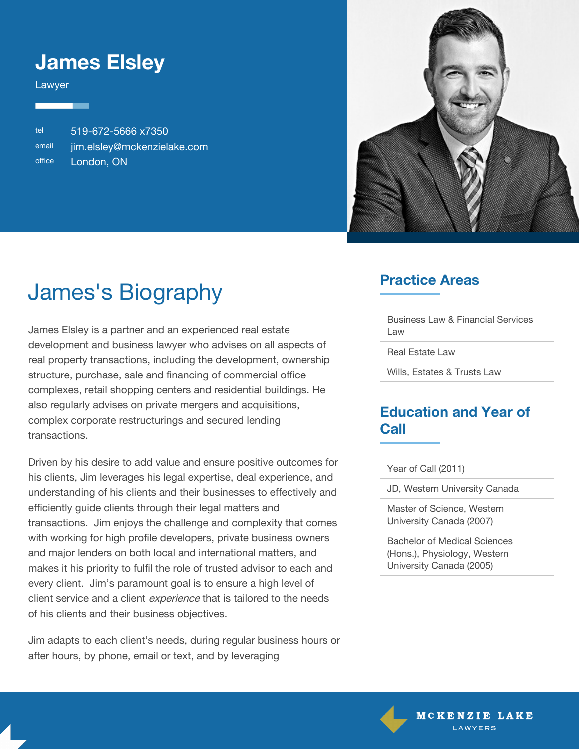# James Elsley

Lawyer

tel 519-672-5666 x7350
email jim.elsley@mckenzielake.com
office London, ON

## James's Biography

James Elsley is a partner and an experienced real estate development and business lawyer who advises on all aspects of real property transactions, including the development, ownership structure, purchase, sale and financing of commercial office complexes, retail shopping centers and residential buildings. He also regularly advises on private mergers and acquisitions, complex corporate restructurings and secured lending transactions.

Driven by his desire to add value and ensure positive outcomes for his clients, Jim leverages his legal expertise, deal experience, and understanding of his clients and their businesses to effectively and efficiently guide clients through their legal matters and transactions. Jim enjoys the challenge and complexity that comes with working for high profile developers, private business owners and major lenders on both local and international matters, and makes it his priority to fulfil the role of trusted advisor to each and every client. Jim's paramount goal is to ensure a high level of client service and a client *experience* that is tailored to the needs of his clients and their business objectives.

Jim adapts to each client's needs, during regular business hours or after hours, by phone, email or text, and by leveraging

## Practice Areas

- Business Law & Financial Services Law
- Real Estate Law
- Wills, Estates & Trusts Law

## Education and Year of Call

- Year of Call (2011)
- JD, Western University Canada
- Master of Science, Western University Canada (2007)
- Bachelor of Medical Sciences (Hons.), Physiology, Western University Canada (2005)

MCKENZIE LAKE LAWYERS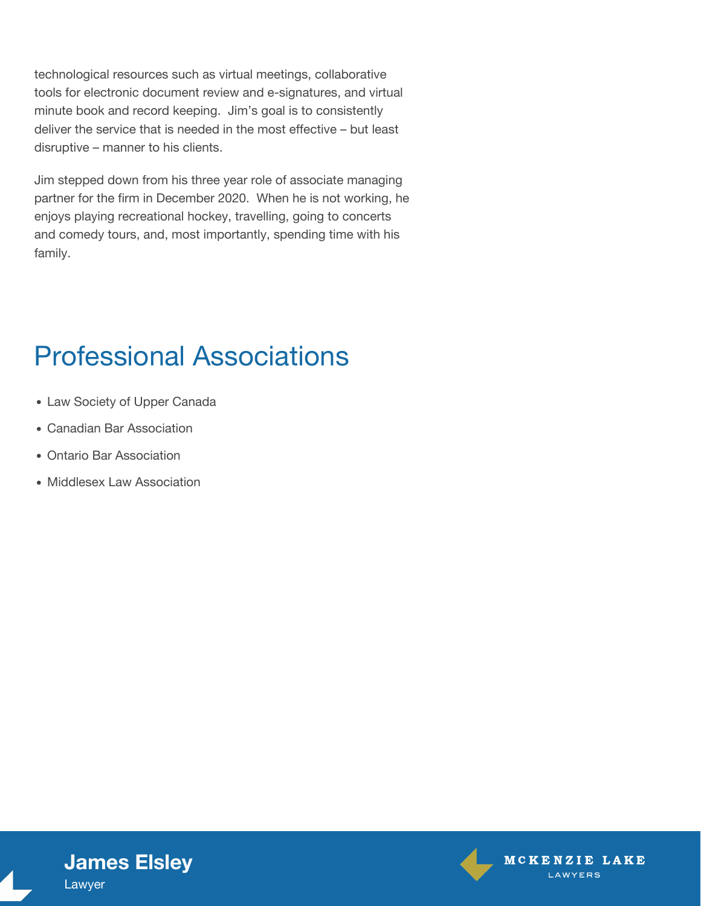technological resources such as virtual meetings, collaborative tools for electronic document review and e-signatures, and virtual minute book and record keeping. Jim's goal is to consistently deliver the service that is needed in the most effective – but least disruptive – manner to his clients.

Jim stepped down from his three year role of associate managing partner for the firm in December 2020. When he is not working, he enjoys playing recreational hockey, travelling, going to concerts and comedy tours, and, most importantly, spending time with his family.

## Professional Associations

- Law Society of Upper Canada
- Canadian Bar Association
- Ontario Bar Association
- Middlesex Law Association